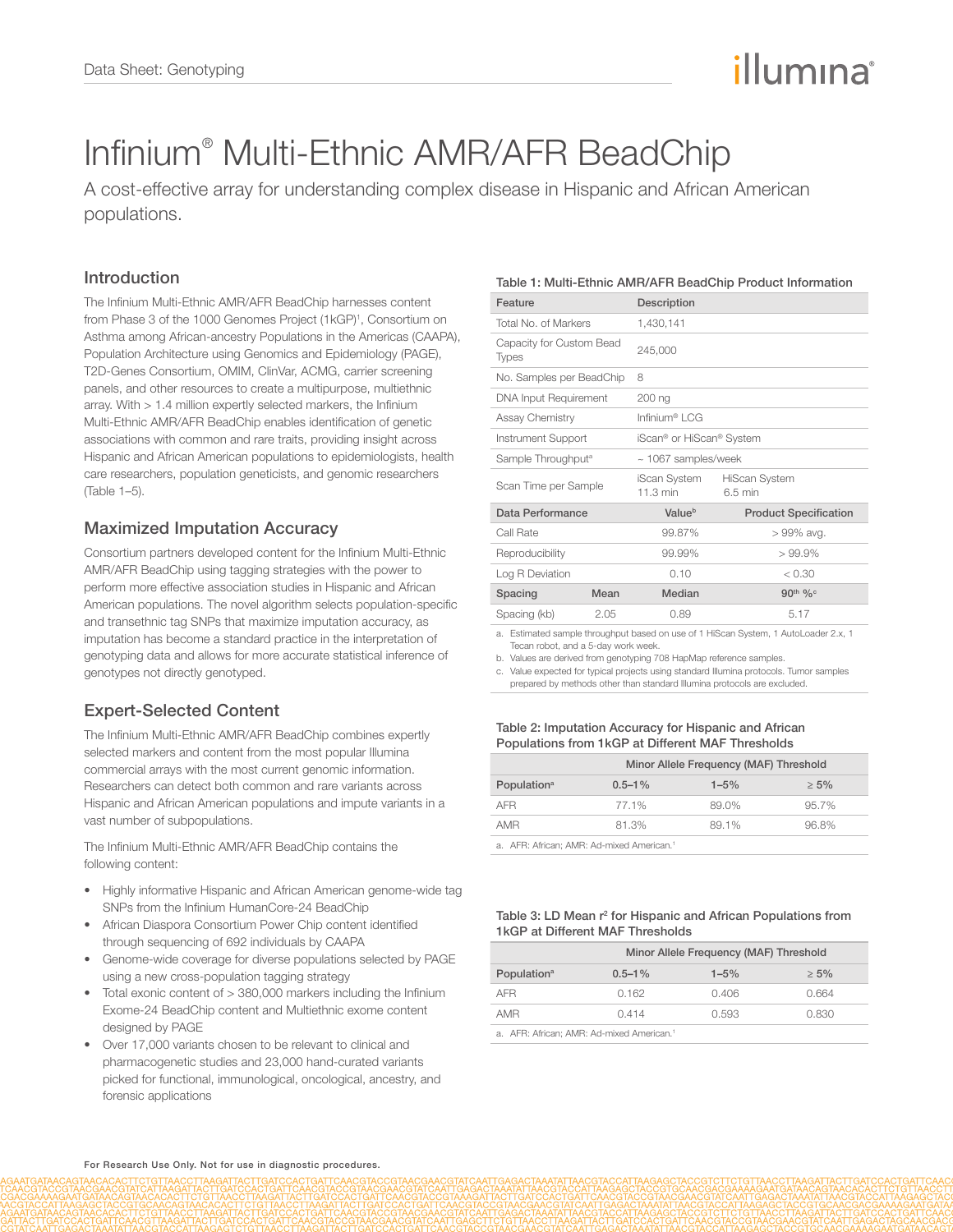# Infinium® Multi-Ethnic AMR/AFR BeadChip

A cost-effective array for understanding complex disease in Hispanic and African American populations.

## Introduction

The Infinium Multi-Ethnic AMR/AFR BeadChip harnesses content from Phase 3 of the 1000 Genomes Project (1kGP)[1], Consortium on Asthma among African-ancestry Populations in the Americas (CAAPA), Population Architecture using Genomics and Epidemiology (PAGE), T2D-Genes Consortium, OMIM, ClinVar, ACMG, carrier screening panels, and other resources to create a multipurpose, multiethnic array. With > 1.4 million expertly selected markers, the Infinium Multi-Ethnic AMR/AFR BeadChip enables identification of genetic associations with common and rare traits, providing insight across Hispanic and African American populations to epidemiologists, health care researchers, population geneticists, and genomic researchers (Table 1–5).

## Maximized Imputation Accuracy

Consortium partners developed content for the Infinium Multi-Ethnic AMR/AFR BeadChip using tagging strategies with the power to perform more effective association studies in Hispanic and African American populations. The novel algorithm selects population-specific and transethnic tag SNPs that maximize imputation accuracy, as imputation has become a standard practice in the interpretation of genotyping data and allows for more accurate statistical inference of genotypes not directly genotyped.

## Expert-Selected Content

The Infinium Multi-Ethnic AMR/AFR BeadChip combines expertly selected markers and content from the most popular Illumina commercial arrays with the most current genomic information. Researchers can detect both common and rare variants across Hispanic and African American populations and impute variants in a vast number of subpopulations.

The Infinium Multi-Ethnic AMR/AFR BeadChip contains the following content:

- Highly informative Hispanic and African American genome-wide tag SNPs from the Infinium HumanCore-24 BeadChip
- African Diaspora Consortium Power Chip content identified through sequencing of 692 individuals by CAAPA
- Genome-wide coverage for diverse populations selected by PAGE using a new cross-population tagging strategy
- Total exonic content of > 380,000 markers including the Infinium Exome-24 BeadChip content and Multiethnic exome content designed by PAGE
- Over 17,000 variants chosen to be relevant to clinical and pharmacogenetic studies and 23,000 hand-curated variants picked for functional, immunological, oncological, ancestry, and forensic applications

**Table 1: Multi-Ethnic AMR/AFR BeadChip Product Information**

| Feature | Description | | |
|---|---|---|---|
| Total No. of Markers | 1,430,141 | | |
| Capacity for Custom Bead Types | 245,000 | | |
| No. Samples per BeadChip | 8 | | |
| DNA Input Requirement | 200 ng | | |
| Assay Chemistry | Infinium® LCG | | |
| Instrument Support | iScan® or HiScan® System | | |
| Sample Throughput[a] | ~ 1067 samples/week | | |
| Scan Time per Sample | iScan System 11.3 min | HiScan System 6.5 min | |
| **Data Performance** | | **Value[b]** | **Product Specification** |
| Call Rate | | 99.87% | > 99% avg. |
| Reproducibility | | 99.99% | > 99.9% |
| Log R Deviation | | 0.10 | < 0.30 |
| **Spacing** | **Mean** | **Median** | **90th %[c]** |
| Spacing (kb) | 2.05 | 0.89 | 5.17 |

a. Estimated sample throughput based on use of 1 HiScan System, 1 AutoLoader 2.x, 1 Tecan robot, and a 5-day work week.
b. Values are derived from genotyping 708 HapMap reference samples.
c. Value expected for typical projects using standard Illumina protocols. Tumor samples prepared by methods other than standard Illumina protocols are excluded.

**Table 2: Imputation Accuracy for Hispanic and African Populations from 1kGP at Different MAF Thresholds**

| | Minor Allele Frequency (MAF) Threshold | | |
|---|---|---|---|
| **Population[a]** | **0.5–1%** | **1–5%** | **≥ 5%** |
| AFR | 77.1% | 89.0% | 95.7% |
| AMR | 81.3% | 89.1% | 96.8% |

a. AFR: African; AMR: Ad-mixed American.[1]

**Table 3: LD Mean $r^2$ for Hispanic and African Populations from 1kGP at Different MAF Thresholds**

| | Minor Allele Frequency (MAF) Threshold | | |
|---|---|---|---|
| **Population[a]** | **0.5–1%** | **1–5%** | **≥ 5%** |
| AFR | 0.162 | 0.406 | 0.664 |
| AMR | 0.414 | 0.593 | 0.830 |

a. AFR: African; AMR: Ad-mixed American.[1]

For Research Use Only. Not for use in diagnostic procedures.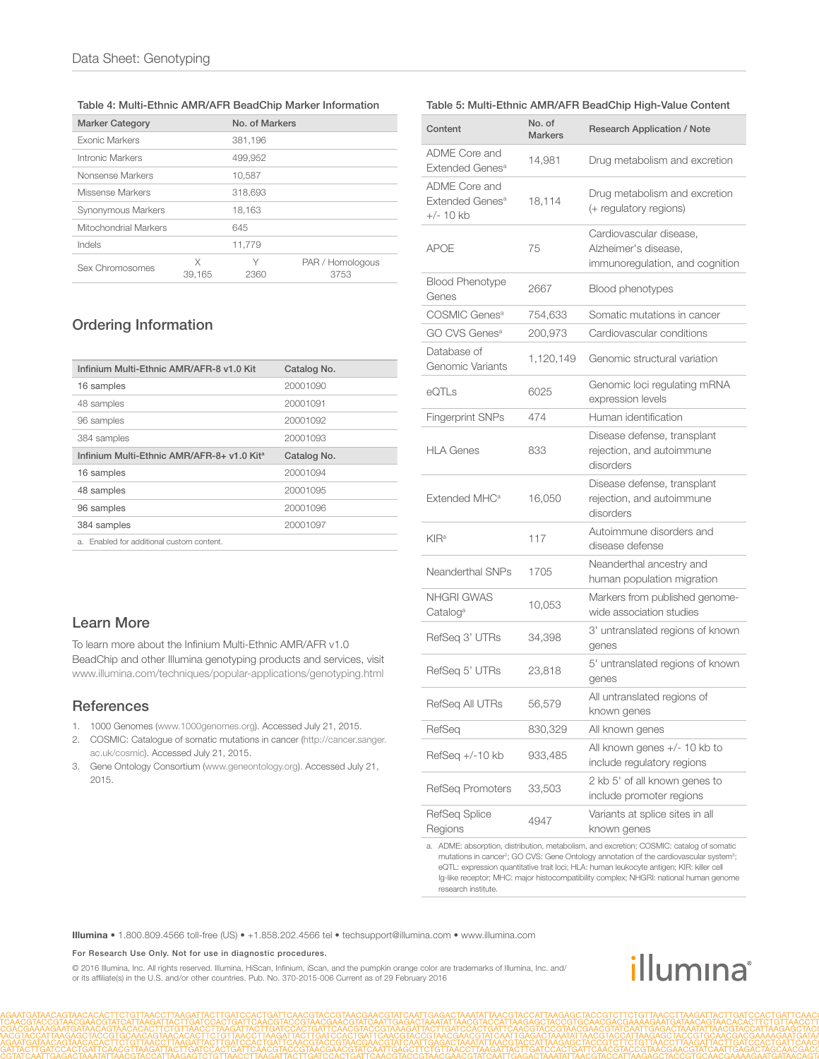Table 4: Multi-Ethnic AMR/AFR BeadChip Marker Information

| Marker Category | No. of Markers | | |
|---|---|---|---|
| Exonic Markers | 381,196 | | |
| Intronic Markers | 499,952 | | |
| Nonsense Markers | 10,587 | | |
| Missense Markers | 318,693 | | |
| Synonymous Markers | 18,163 | | |
| Mitochondrial Markers | 645 | | |
| Indels | 11,779 | | |
| Sex Chromosomes | X 39,165 | Y 2360 | PAR / Homologous 3753 |

## Ordering Information

| Infinium Multi-Ethnic AMR/AFR-8 v1.0 Kit | Catalog No. |
|---|---|
| 16 samples | 20001090 |
| 48 samples | 20001091 |
| 96 samples | 20001092 |
| 384 samples | 20001093 |
| **Infinium Multi-Ethnic AMR/AFR-8+ v1.0 Kit[a]** | **Catalog No.** |
| 16 samples | 20001094 |
| 48 samples | 20001095 |
| 96 samples | 20001096 |
| 384 samples | 20001097 |

a. Enabled for additional custom content.

## Learn More

To learn more about the Infinium Multi-Ethnic AMR/AFR v1.0 BeadChip and other Illumina genotyping products and services, visit www.illumina.com/techniques/popular-applications/genotyping.html

## References

1. 1000 Genomes (www.1000genomes.org). Accessed July 21, 2015.
2. COSMIC: Catalogue of somatic mutations in cancer (http://cancer.sanger.ac.uk/cosmic). Accessed July 21, 2015.
3. Gene Ontology Consortium (www.geneontology.org). Accessed July 21, 2015.

Table 5: Multi-Ethnic AMR/AFR BeadChip High-Value Content

| Content | No. of Markers | Research Application / Note |
|---|---|---|
| ADME Core and Extended Genes[a] | 14,981 | Drug metabolism and excretion |
| ADME Core and Extended Genes[a] +/- 10 kb | 18,114 | Drug metabolism and excretion (+ regulatory regions) |
| APOE | 75 | Cardiovascular disease, Alzheimer's disease, immunoregulation, and cognition |
| Blood Phenotype Genes | 2667 | Blood phenotypes |
| COSMIC Genes[a] | 754,633 | Somatic mutations in cancer |
| GO CVS Genes[a] | 200,973 | Cardiovascular conditions |
| Database of Genomic Variants | 1,120,149 | Genomic structural variation |
| eQTLs | 6025 | Genomic loci regulating mRNA expression levels |
| Fingerprint SNPs | 474 | Human identification |
| HLA Genes | 833 | Disease defense, transplant rejection, and autoimmune disorders |
| Extended MHC[a] | 16,050 | Disease defense, transplant rejection, and autoimmune disorders |
| KIR[a] | 117 | Autoimmune disorders and disease defense |
| Neanderthal SNPs | 1705 | Neanderthal ancestry and human population migration |
| NHGRI GWAS Catalog[a] | 10,053 | Markers from published genome-wide association studies |
| RefSeq 3' UTRs | 34,398 | 3' untranslated regions of known genes |
| RefSeq 5' UTRs | 23,818 | 5' untranslated regions of known genes |
| RefSeq All UTRs | 56,579 | All untranslated regions of known genes |
| RefSeq | 830,329 | All known genes |
| RefSeq +/-10 kb | 933,485 | All known genes +/- 10 kb to include regulatory regions |
| RefSeq Promoters | 33,503 | 2 kb 5' of all known genes to include promoter regions |
| RefSeq Splice Regions | 4947 | Variants at splice sites in all known genes |

a. ADME: absorption, distribution, metabolism, and excretion; COSMIC: catalog of somatic mutations in cancer[2]; GO CVS: Gene Ontology annotation of the cardiovascular system[3]; eQTL: expression quantitative trait loci; HLA: human leukocyte antigen; KIR: killer cell Ig-like receptor; MHC: major histocompatibility complex; NHGRI: national human genome research institute.

**Illumina** • 1.800.809.4566 toll-free (US) • +1.858.202.4566 tel • techsupport@illumina.com • www.illumina.com

**For Research Use Only. Not for use in diagnostic procedures.**

© 2016 Illumina, Inc. All rights reserved. Illumina, HiScan, Infinium, iScan, and the pumpkin orange color are trademarks of Illumina, Inc. and/or its affiliate(s) in the U.S. and/or other countries. Pub. No. 370-2015-006 Current as of 29 February 2016